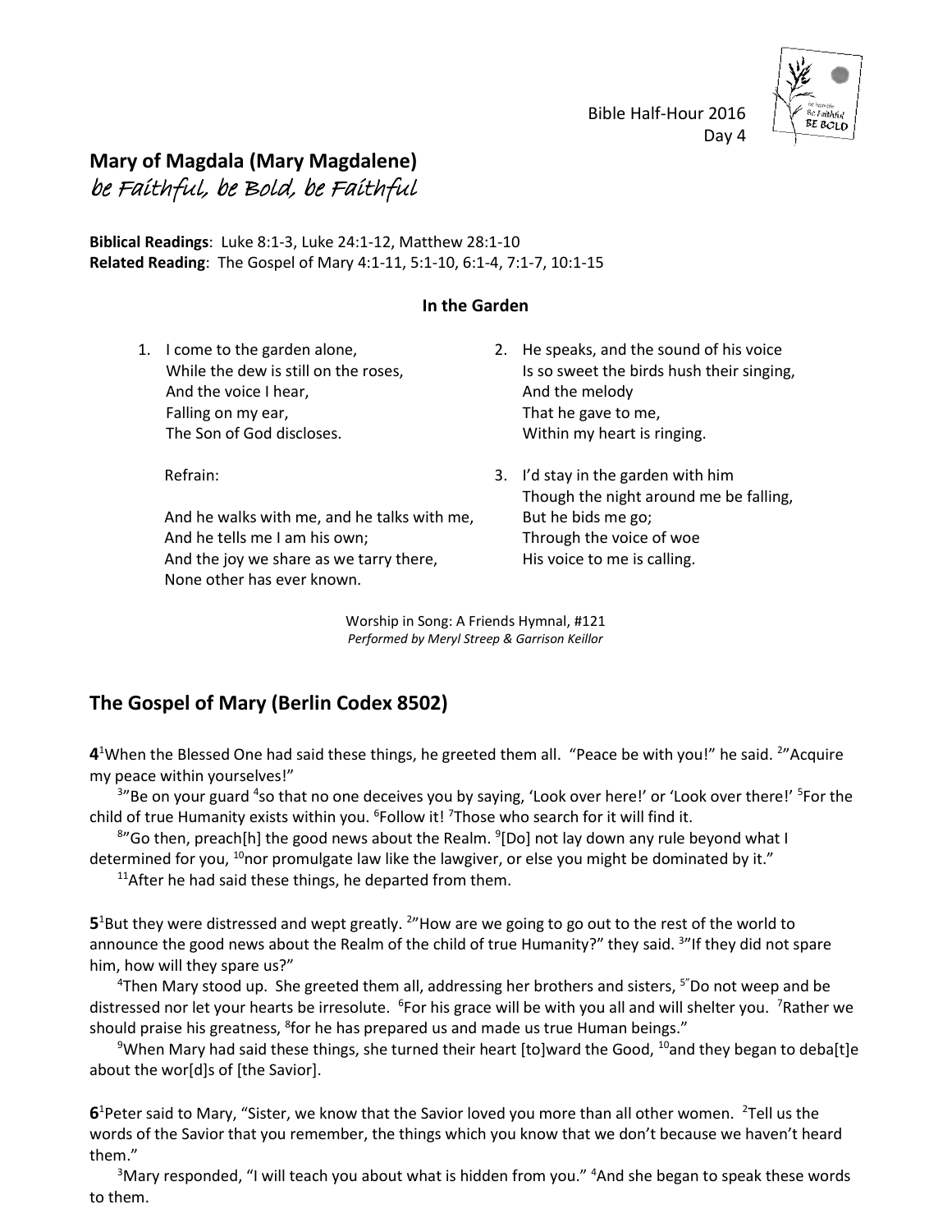Bible Half-Hour 2016
Day 4

# Mary of Magdala (Mary Magdalene)

*be Faithful, be Bold, be Faithful*

**Biblical Readings**: Luke 8:1-3, Luke 24:1-12, Matthew 28:1-10
**Related Reading**: The Gospel of Mary 4:1-11, 5:1-10, 6:1-4, 7:1-7, 10:1-15

### In the Garden

1. I come to the garden alone,
   While the dew is still on the roses,
   And the voice I hear,
   Falling on my ear,
   The Son of God discloses.

   Refrain:

   And he walks with me, and he talks with me,
   And he tells me I am his own;
   And the joy we share as we tarry there,
   None other has ever known.

2. He speaks, and the sound of his voice
   Is so sweet the birds hush their singing,
   And the melody
   That he gave to me,
   Within my heart is ringing.

3. I'd stay in the garden with him
   Though the night around me be falling,
   But he bids me go;
   Through the voice of woe
   His voice to me is calling.

Worship in Song: A Friends Hymnal, #121
*Performed by Meryl Streep & Garrison Keillor*

## The Gospel of Mary (Berlin Codex 8502)

**4** [1]When the Blessed One had said these things, he greeted them all. "Peace be with you!" he said. [2]"Acquire my peace within yourselves!"

[3]"Be on your guard [4]so that no one deceives you by saying, 'Look over here!' or 'Look over there!' [5]For the child of true Humanity exists within you. [6]Follow it! [7]Those who search for it will find it.

[8]"Go then, preach[h] the good news about the Realm. [9][Do] not lay down any rule beyond what I determined for you, [10]nor promulgate law like the lawgiver, or else you might be dominated by it."

[11]After he had said these things, he departed from them.

**5** [1]But they were distressed and wept greatly. [2]"How are we going to go out to the rest of the world to announce the good news about the Realm of the child of true Humanity?" they said. [3]"If they did not spare him, how will they spare us?"

[4]Then Mary stood up. She greeted them all, addressing her brothers and sisters, [5]"Do not weep and be distressed nor let your hearts be irresolute. [6]For his grace will be with you all and will shelter you. [7]Rather we should praise his greatness, [8]for he has prepared us and made us true Human beings."

[9]When Mary had said these things, she turned their heart [to]ward the Good, [10]and they began to deba[t]e about the wor[d]s of [the Savior].

**6** [1]Peter said to Mary, "Sister, we know that the Savior loved you more than all other women. [2]Tell us the words of the Savior that you remember, the things which you know that we don't because we haven't heard them."

[3]Mary responded, "I will teach you about what is hidden from you." [4]And she began to speak these words to them.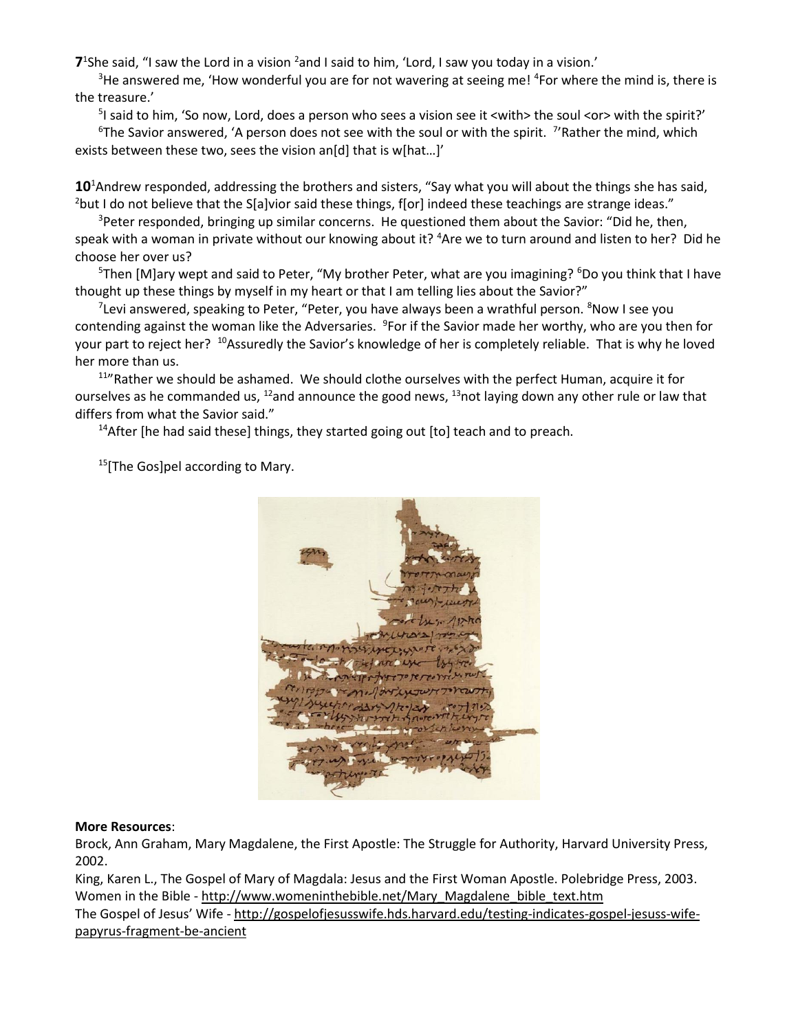**7**[1]She said, "I saw the Lord in a vision [2]and I said to him, 'Lord, I saw you today in a vision.'

[3]He answered me, 'How wonderful you are for not wavering at seeing me! [4]For where the mind is, there is the treasure.'

[5]I said to him, 'So now, Lord, does a person who sees a vision see it <with> the soul <or> with the spirit?'

[6]The Savior answered, 'A person does not see with the soul or with the spirit. [7]'Rather the mind, which exists between these two, sees the vision an[d] that is w[hat…]'

**10**[1]Andrew responded, addressing the brothers and sisters, "Say what you will about the things she has said, [2]but I do not believe that the S[a]vior said these things, f[or] indeed these teachings are strange ideas."

[3]Peter responded, bringing up similar concerns. He questioned them about the Savior: "Did he, then, speak with a woman in private without our knowing about it? [4]Are we to turn around and listen to her? Did he choose her over us?

[5]Then [M]ary wept and said to Peter, "My brother Peter, what are you imagining? [6]Do you think that I have thought up these things by myself in my heart or that I am telling lies about the Savior?"

[7]Levi answered, speaking to Peter, "Peter, you have always been a wrathful person. [8]Now I see you contending against the woman like the Adversaries. [9]For if the Savior made her worthy, who are you then for your part to reject her? [10]Assuredly the Savior's knowledge of her is completely reliable. That is why he loved her more than us.

[11]"Rather we should be ashamed. We should clothe ourselves with the perfect Human, acquire it for ourselves as he commanded us, [12]and announce the good news, [13]not laying down any other rule or law that differs from what the Savior said."

[14]After [he had said these] things, they started going out [to] teach and to preach.

[15][The Gos]pel according to Mary.

**More Resources**:

Brock, Ann Graham, Mary Magdalene, the First Apostle: The Struggle for Authority, Harvard University Press, 2002.

King, Karen L., The Gospel of Mary of Magdala: Jesus and the First Woman Apostle. Polebridge Press, 2003.

Women in the Bible - http://www.womeninthebible.net/Mary_Magdalene_bible_text.htm

The Gospel of Jesus' Wife - http://gospelofjesusswife.hds.harvard.edu/testing-indicates-gospel-jesuss-wife-papyrus-fragment-be-ancient